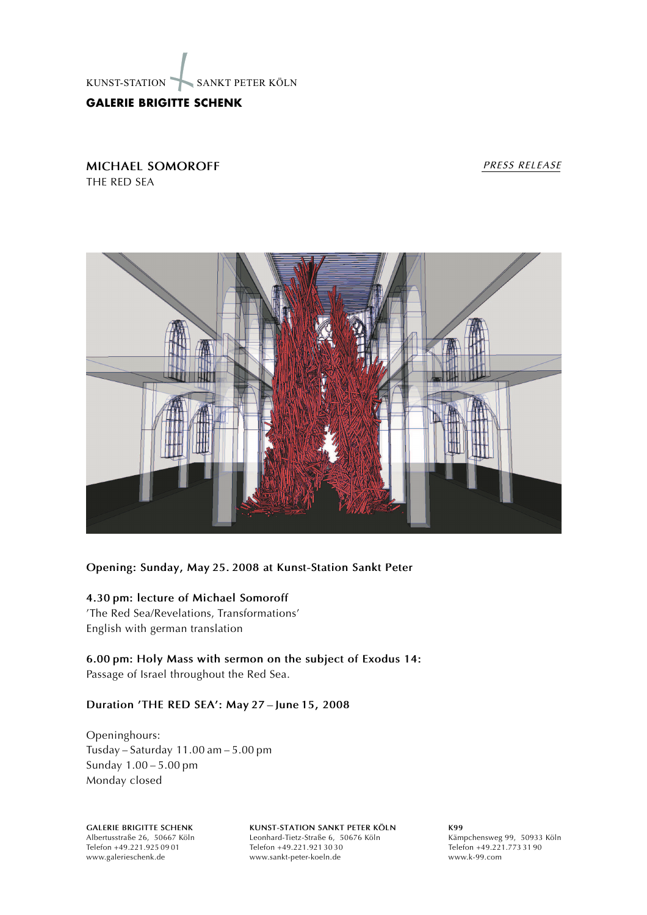KUNST-STATION SANKT PETER KÖLN

**GALERIE BRIGITTE SCHENK**

## MICHAEL SOMOROFF
THE RED SEA

*PRESS RELEASE*

**Opening: Sunday, May 25. 2008 at Kunst-Station Sankt Peter**

**4.30 pm: lecture of Michael Somoroff**
'The Red Sea/Revelations, Transformations'
English with german translation

**6.00 pm: Holy Mass with sermon on the subject of Exodus 14:**
Passage of Israel throughout the Red Sea.

**Duration 'THE RED SEA': May 27 – June 15, 2008**

Openinghours:
Tusday – Saturday 11.00 am – 5.00 pm
Sunday 1.00 – 5.00 pm
Monday closed

**GALERIE BRIGITTE SCHENK**
Albertusstraße 26, 50667 Köln
Telefon +49.221.925 09 01
www.galerieschenk.de

**KUNST-STATION SANKT PETER KÖLN**
Leonhard-Tietz-Straße 6, 50676 Köln
Telefon +49.221.921 30 30
www.sankt-peter-koeln.de

**K99**
Kämpchensweg 99, 50933 Köln
Telefon +49.221.773 31 90
www.k-99.com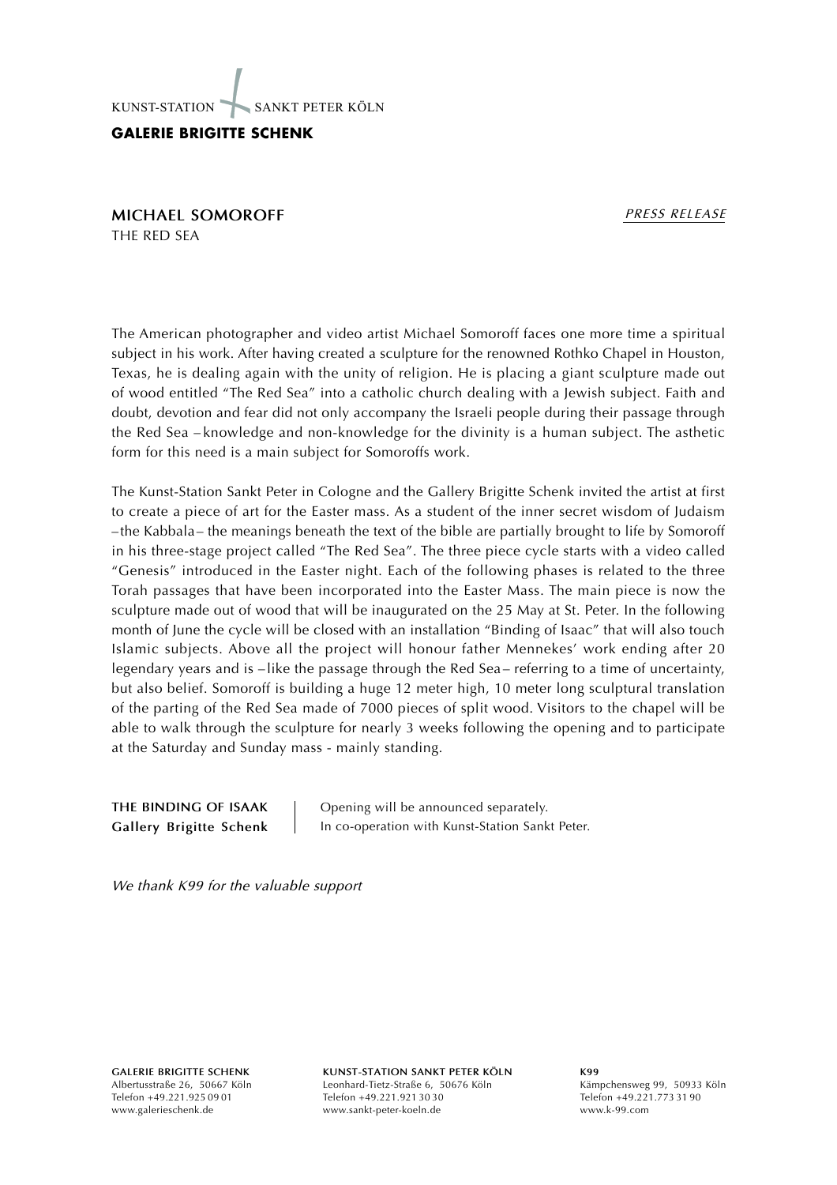KUNST-STATION SANKT PETER KÖLN

**GALERIE BRIGITTE SCHENK**

## MICHAEL SOMOROFF

THE RED SEA

*PRESS RELEASE*

The American photographer and video artist Michael Somoroff faces one more time a spiritual subject in his work. After having created a sculpture for the renowned Rothko Chapel in Houston, Texas, he is dealing again with the unity of religion. He is placing a giant sculpture made out of wood entitled "The Red Sea" into a catholic church dealing with a Jewish subject. Faith and doubt, devotion and fear did not only accompany the Israeli people during their passage through the Red Sea – knowledge and non-knowledge for the divinity is a human subject. The asthetic form for this need is a main subject for Somoroffs work.

The Kunst-Station Sankt Peter in Cologne and the Gallery Brigitte Schenk invited the artist at first to create a piece of art for the Easter mass. As a student of the inner secret wisdom of Judaism – the Kabbala – the meanings beneath the text of the bible are partially brought to life by Somoroff in his three-stage project called "The Red Sea". The three piece cycle starts with a video called "Genesis" introduced in the Easter night. Each of the following phases is related to the three Torah passages that have been incorporated into the Easter Mass. The main piece is now the sculpture made out of wood that will be inaugurated on the 25 May at St. Peter. In the following month of June the cycle will be closed with an installation "Binding of Isaac" that will also touch Islamic subjects. Above all the project will honour father Mennekes' work ending after 20 legendary years and is – like the passage through the Red Sea – referring to a time of uncertainty, but also belief. Somoroff is building a huge 12 meter high, 10 meter long sculptural translation of the parting of the Red Sea made of 7000 pieces of split wood. Visitors to the chapel will be able to walk through the sculpture for nearly 3 weeks following the opening and to participate at the Saturday and Sunday mass - mainly standing.

**THE BINDING OF ISAAK**
**Gallery Brigitte Schenk**

Opening will be announced separately.
In co-operation with Kunst-Station Sankt Peter.

*We thank K99 for the valuable support*

**GALERIE BRIGITTE SCHENK**
Albertusstraße 26, 50667 Köln
Telefon +49.221.925 09 01
www.galerieschenk.de

**KUNST-STATION SANKT PETER KÖLN**
Leonhard-Tietz-Straße 6, 50676 Köln
Telefon +49.221.921 30 30
www.sankt-peter-koeln.de

**K99**
Kämpchensweg 99, 50933 Köln
Telefon +49.221.773 31 90
www.k-99.com